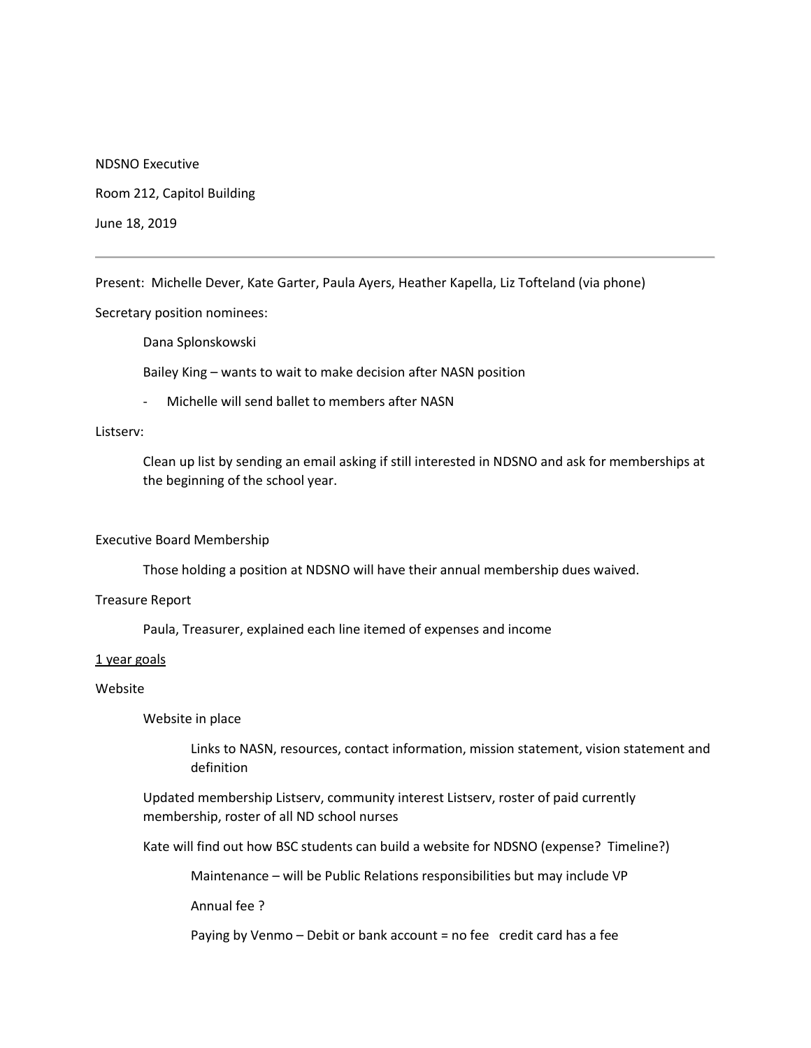NDSNO Executive

Room 212, Capitol Building

June 18, 2019

---

Present: Michelle Dever, Kate Garter, Paula Ayers, Heather Kapella, Liz Tofteland (via phone)

Secretary position nominees:

> Dana Splonskowski
>
> Bailey King – wants to wait to make decision after NASN position
>
> - Michelle will send ballet to members after NASN

Listserv:

> Clean up list by sending an email asking if still interested in NDSNO and ask for memberships at the beginning of the school year.

Executive Board Membership

> Those holding a position at NDSNO will have their annual membership dues waived.

Treasure Report

> Paula, Treasurer, explained each line itemed of expenses and income

<u>1 year goals</u>

Website

> Website in place
>
> > Links to NASN, resources, contact information, mission statement, vision statement and definition
>
> Updated membership Listserv, community interest Listserv, roster of paid currently membership, roster of all ND school nurses
>
> Kate will find out how BSC students can build a website for NDSNO (expense? Timeline?)
>
> > Maintenance – will be Public Relations responsibilities but may include VP
> >
> > Annual fee ?
> >
> > Paying by Venmo – Debit or bank account = no fee credit card has a fee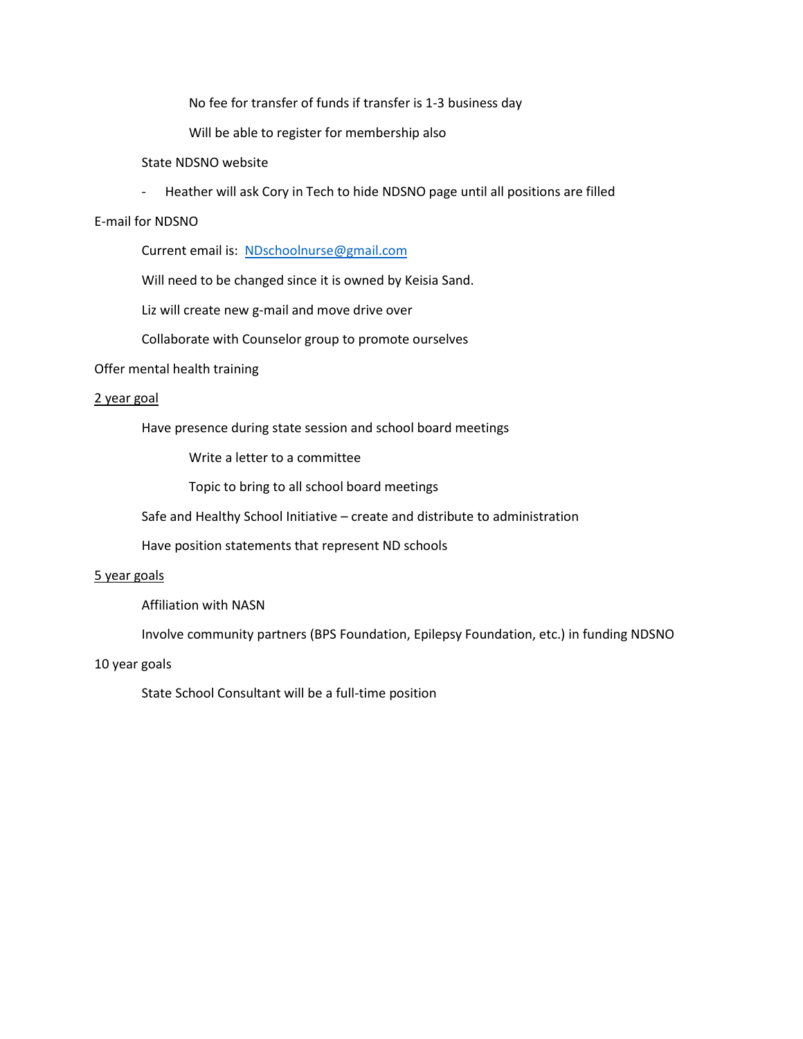No fee for transfer of funds if transfer is 1-3 business day

Will be able to register for membership also

State NDSNO website

- Heather will ask Cory in Tech to hide NDSNO page until all positions are filled

E-mail for NDSNO

Current email is: NDschoolnurse@gmail.com

Will need to be changed since it is owned by Keisia Sand.

Liz will create new g-mail and move drive over

Collaborate with Counselor group to promote ourselves

Offer mental health training

<u>2 year goal</u>

Have presence during state session and school board meetings

Write a letter to a committee

Topic to bring to all school board meetings

Safe and Healthy School Initiative – create and distribute to administration

Have position statements that represent ND schools

<u>5 year goals</u>

Affiliation with NASN

Involve community partners (BPS Foundation, Epilepsy Foundation, etc.) in funding NDSNO

10 year goals

State School Consultant will be a full-time position